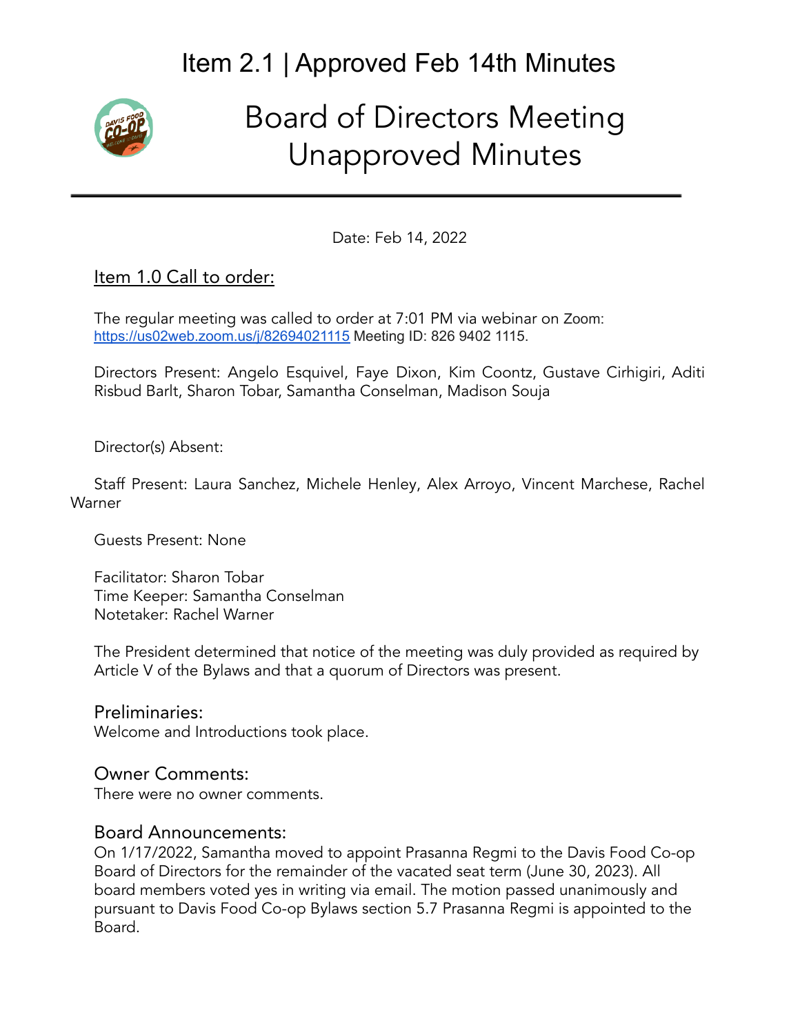# Item 2.1 | Approved Feb 14th Minutes

# Board of Directors Meeting Unapproved Minutes

Date: Feb 14, 2022

## Item 1.0 Call to order:

The regular meeting was called to order at 7:01 PM via webinar on Zoom: https://us02web.zoom.us/j/82694021115 Meeting ID: 826 9402 1115.

Directors Present: Angelo Esquivel, Faye Dixon, Kim Coontz, Gustave Cirhigiri, Aditi Risbud Barlt, Sharon Tobar, Samantha Conselman, Madison Souja

Director(s) Absent:

Staff Present: Laura Sanchez, Michele Henley, Alex Arroyo, Vincent Marchese, Rachel Warner

Guests Present: None

Facilitator: Sharon Tobar
Time Keeper: Samantha Conselman
Notetaker: Rachel Warner

The President determined that notice of the meeting was duly provided as required by Article V of the Bylaws and that a quorum of Directors was present.

### Preliminaries:

Welcome and Introductions took place.

### Owner Comments:

There were no owner comments.

### Board Announcements:

On 1/17/2022, Samantha moved to appoint Prasanna Regmi to the Davis Food Co-op Board of Directors for the remainder of the vacated seat term (June 30, 2023). All board members voted yes in writing via email. The motion passed unanimously and pursuant to Davis Food Co-op Bylaws section 5.7 Prasanna Regmi is appointed to the Board.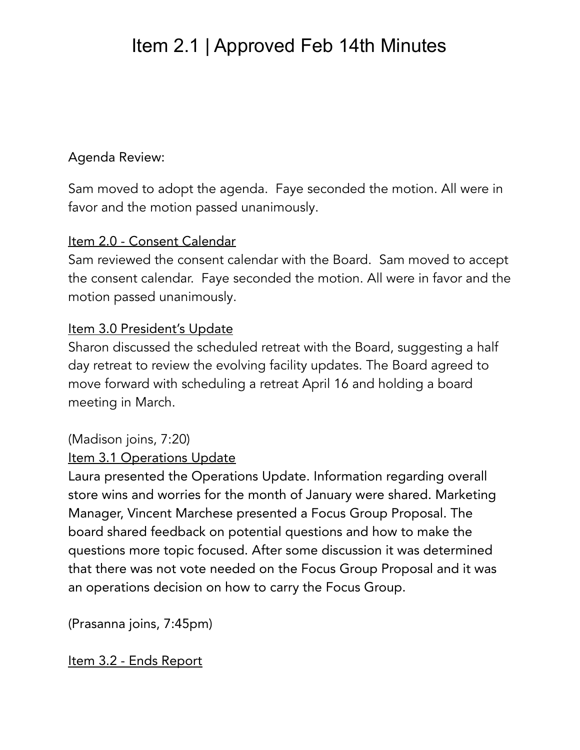# Item 2.1 | Approved Feb 14th Minutes

Agenda Review:

Sam moved to adopt the agenda. Faye seconded the motion. All were in favor and the motion passed unanimously.

<u>Item 2.0 - Consent Calendar</u>

Sam reviewed the consent calendar with the Board. Sam moved to accept the consent calendar. Faye seconded the motion. All were in favor and the motion passed unanimously.

<u>Item 3.0 President's Update</u>

Sharon discussed the scheduled retreat with the Board, suggesting a half day retreat to review the evolving facility updates. The Board agreed to move forward with scheduling a retreat April 16 and holding a board meeting in March.

(Madison joins, 7:20)

<u>Item 3.1 Operations Update</u>

Laura presented the Operations Update. Information regarding overall store wins and worries for the month of January were shared. Marketing Manager, Vincent Marchese presented a Focus Group Proposal. The board shared feedback on potential questions and how to make the questions more topic focused. After some discussion it was determined that there was not vote needed on the Focus Group Proposal and it was an operations decision on how to carry the Focus Group.

(Prasanna joins, 7:45pm)

<u>Item 3.2 - Ends Report</u>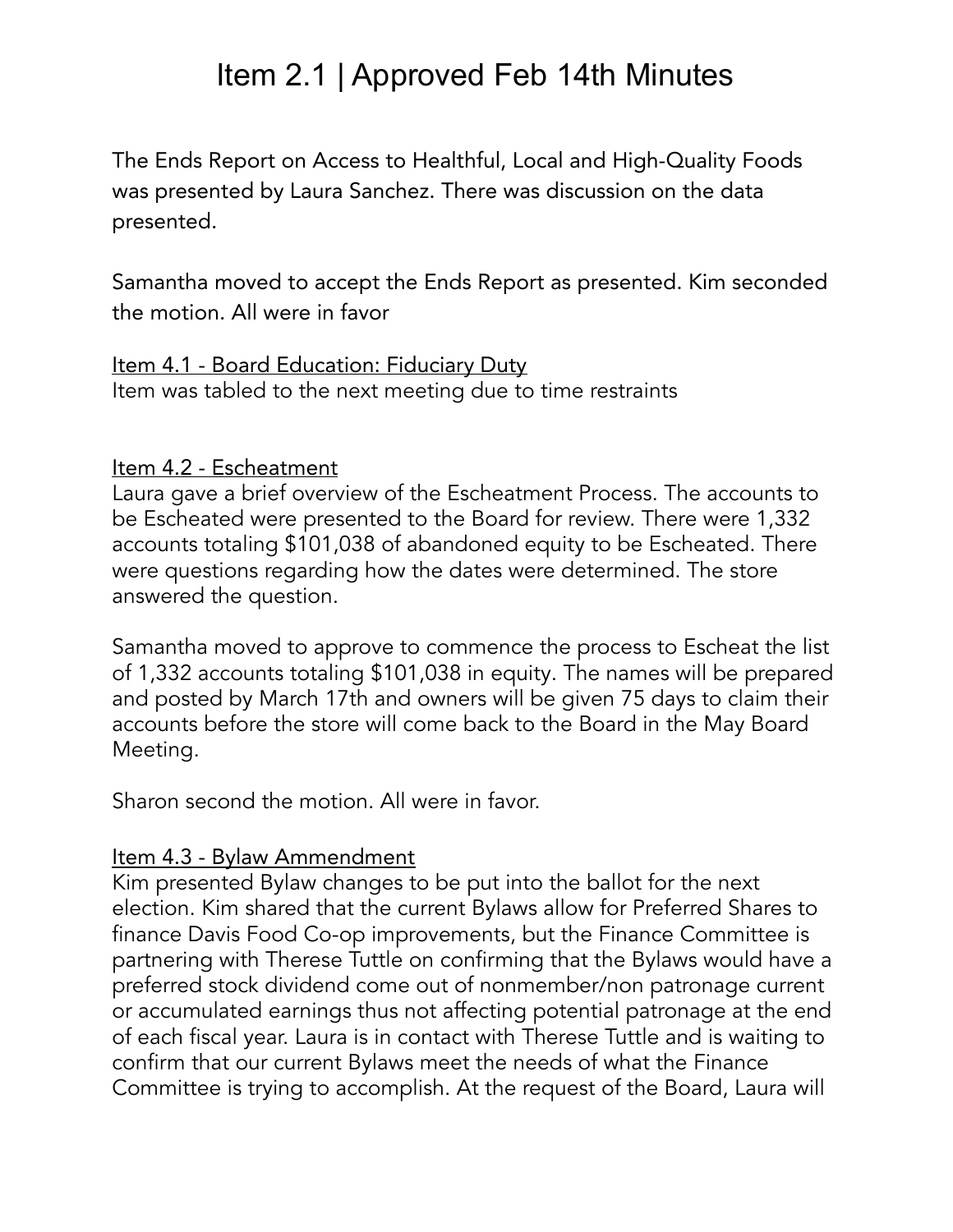# Item 2.1 | Approved Feb 14th Minutes

The Ends Report on Access to Healthful, Local and High-Quality Foods was presented by Laura Sanchez. There was discussion on the data presented.

Samantha moved to accept the Ends Report as presented. Kim seconded the motion. All were in favor

<u>Item 4.1 - Board Education: Fiduciary Duty</u>
Item was tabled to the next meeting due to time restraints

<u>Item 4.2 - Escheatment</u>
Laura gave a brief overview of the Escheatment Process. The accounts to be Escheated were presented to the Board for review. There were 1,332 accounts totaling $101,038 of abandoned equity to be Escheated. There were questions regarding how the dates were determined. The store answered the question.

Samantha moved to approve to commence the process to Escheat the list of 1,332 accounts totaling $101,038 in equity. The names will be prepared and posted by March 17th and owners will be given 75 days to claim their accounts before the store will come back to the Board in the May Board Meeting.

Sharon second the motion. All were in favor.

<u>Item 4.3 - Bylaw Ammendment</u>
Kim presented Bylaw changes to be put into the ballot for the next election. Kim shared that the current Bylaws allow for Preferred Shares to finance Davis Food Co-op improvements, but the Finance Committee is partnering with Therese Tuttle on confirming that the Bylaws would have a preferred stock dividend come out of nonmember/non patronage current or accumulated earnings thus not affecting potential patronage at the end of each fiscal year. Laura is in contact with Therese Tuttle and is waiting to confirm that our current Bylaws meet the needs of what the Finance Committee is trying to accomplish. At the request of the Board, Laura will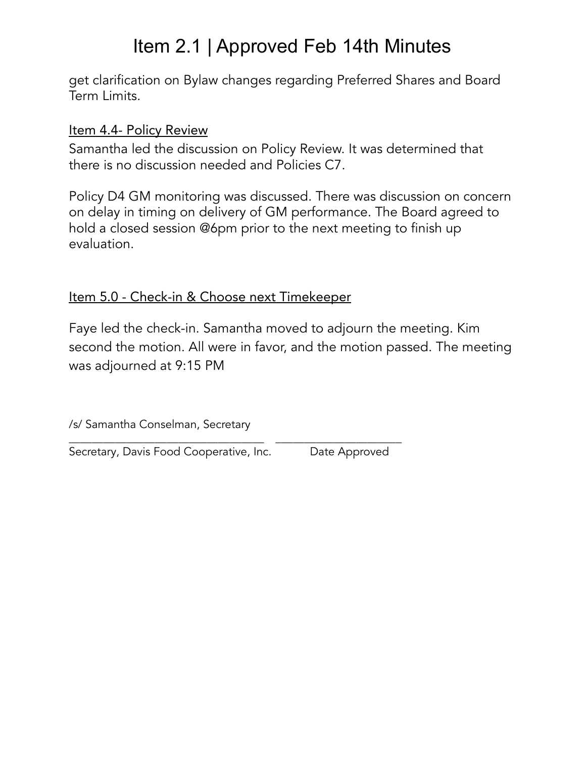get clarification on Bylaw changes regarding Preferred Shares and Board Term Limits.

Item 4.4- Policy Review

Samantha led the discussion on Policy Review. It was determined that there is no discussion needed and Policies C7.

Policy D4 GM monitoring was discussed. There was discussion on concern on delay in timing on delivery of GM performance. The Board agreed to hold a closed session @6pm prior to the next meeting to finish up evaluation.

Item 5.0 - Check-in & Choose next Timekeeper

Faye led the check-in. Samantha moved to adjourn the meeting. Kim second the motion. All were in favor, and the motion passed. The meeting was adjourned at 9:15 PM

/s/ Samantha Conselman, Secretary

_______________________________ _____________________

Secretary, Davis Food Cooperative, Inc. Date Approved